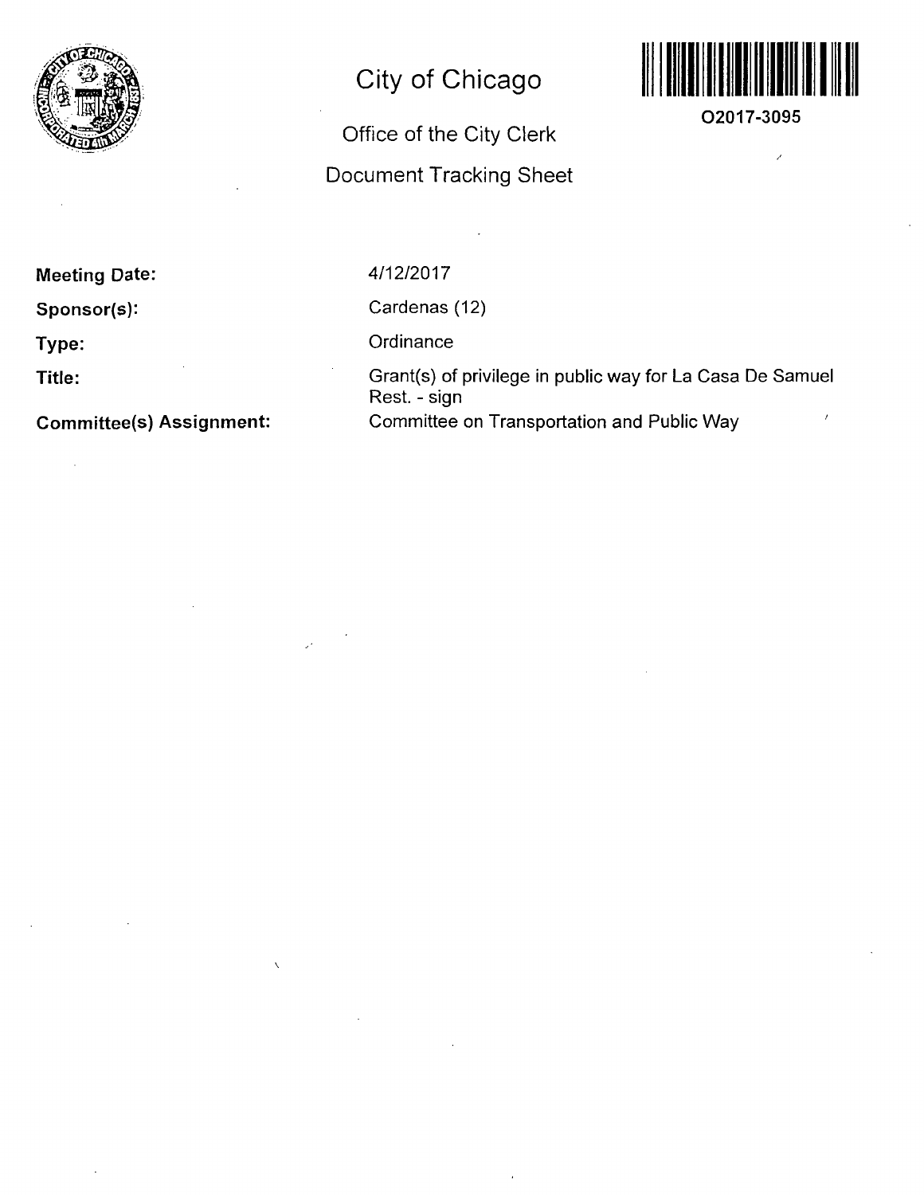# City of Chicago

## Office of the City Clerk

## Document Tracking Sheet

O2017-3095

**Meeting Date:** 4/12/2017

**Sponsor(s):** Cardenas (12)

**Type:** Ordinance

**Title:** Grant(s) of privilege in public way for La Casa De Samuel Rest. - sign

**Committee(s) Assignment:** Committee on Transportation and Public Way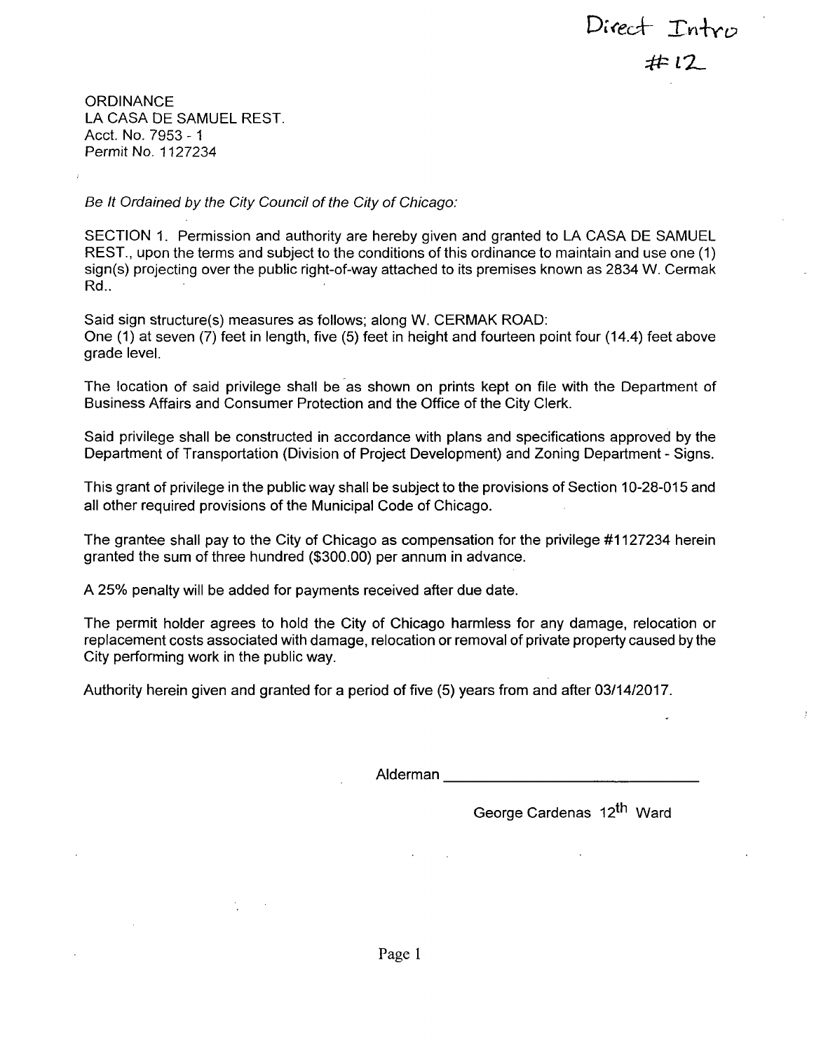Direct Intro
#12

ORDINANCE
LA CASA DE SAMUEL REST.
Acct. No. 7953 - 1
Permit No. 1127234

*Be It Ordained by the City Council of the City of Chicago:*

SECTION 1. Permission and authority are hereby given and granted to LA CASA DE SAMUEL REST., upon the terms and subject to the conditions of this ordinance to maintain and use one (1) sign(s) projecting over the public right-of-way attached to its premises known as 2834 W. Cermak Rd..

Said sign structure(s) measures as follows; along W. CERMAK ROAD:
One (1) at seven (7) feet in length, five (5) feet in height and fourteen point four (14.4) feet above grade level.

The location of said privilege shall be as shown on prints kept on file with the Department of Business Affairs and Consumer Protection and the Office of the City Clerk.

Said privilege shall be constructed in accordance with plans and specifications approved by the Department of Transportation (Division of Project Development) and Zoning Department - Signs.

This grant of privilege in the public way shall be subject to the provisions of Section 10-28-015 and all other required provisions of the Municipal Code of Chicago.

The grantee shall pay to the City of Chicago as compensation for the privilege #1127234 herein granted the sum of three hundred ($300.00) per annum in advance.

A 25% penalty will be added for payments received after due date.

The permit holder agrees to hold the City of Chicago harmless for any damage, relocation or replacement costs associated with damage, relocation or removal of private property caused by the City performing work in the public way.

Authority herein given and granted for a period of five (5) years from and after 03/14/2017.

Alderman ______________________________

George Cardenas 12th Ward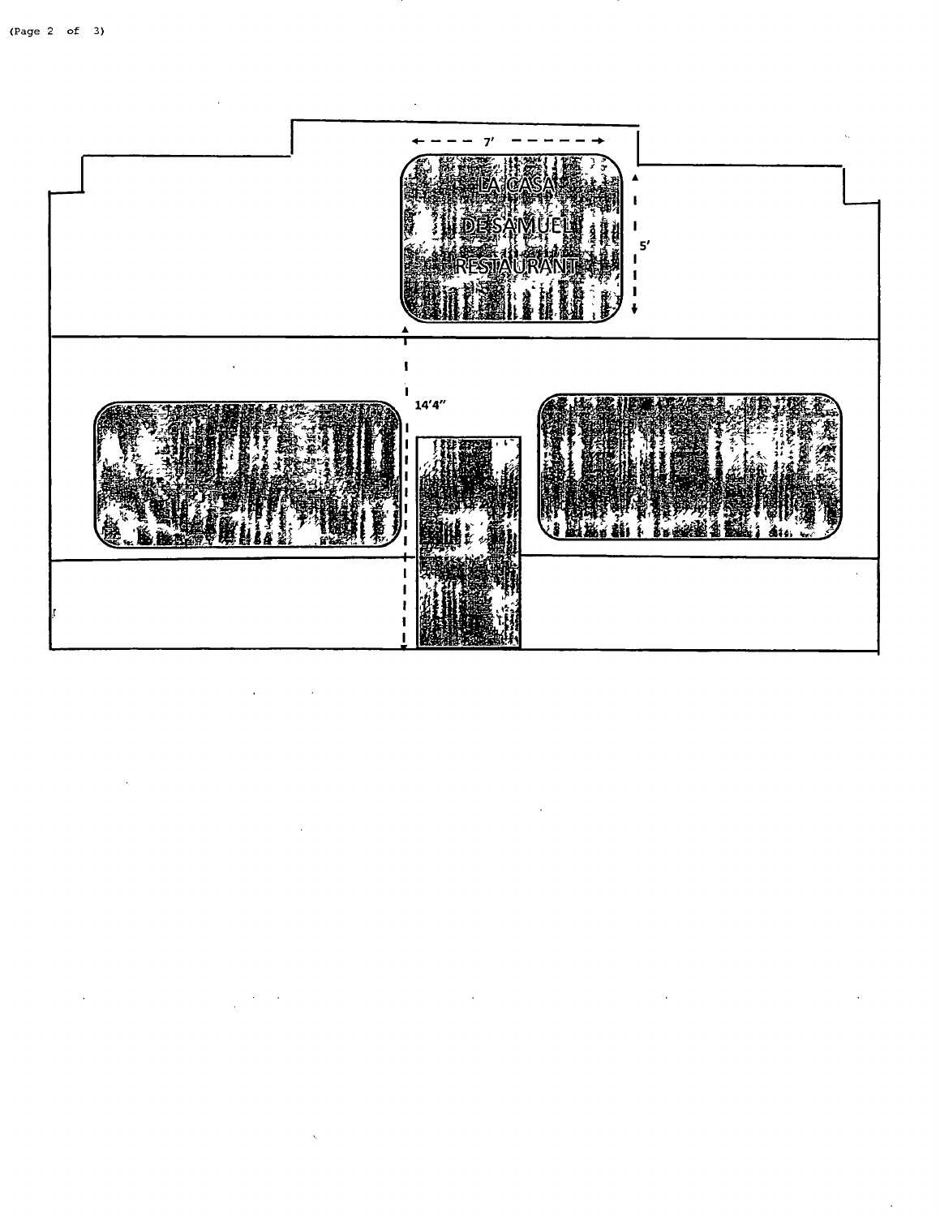7'

LA CASA

DE SAMUEL

RESTAURANT

5'

14'4"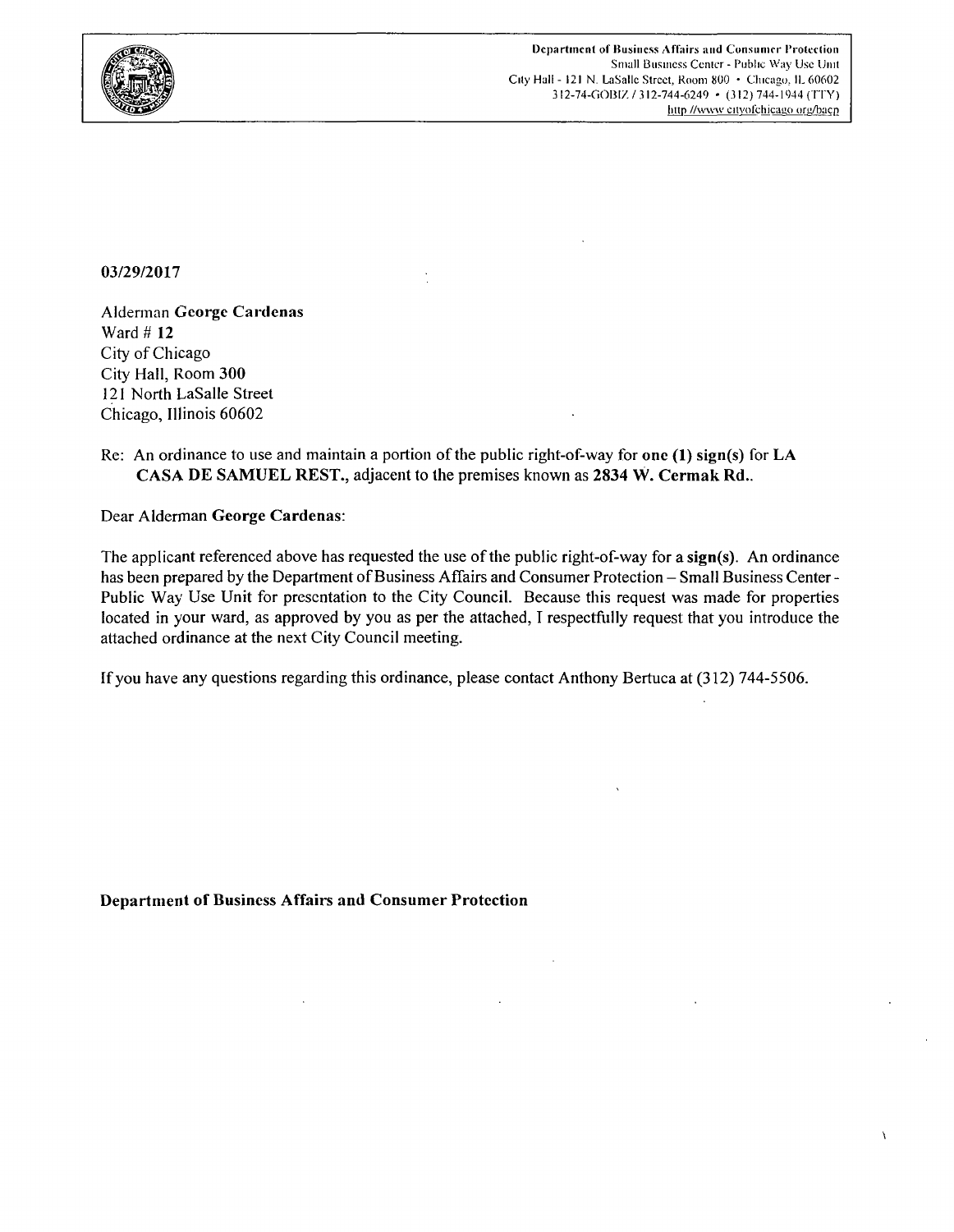**Department of Business Affairs and Consumer Protection**
Small Business Center - Public Way Use Unit
City Hall - 121 N. LaSalle Street, Room 800 • Chicago, IL 60602
312-74-GOBIZ / 312-744-6249 • (312) 744-1944 (TTY)
http://www.cityofchicago.org/bacp

**03/29/2017**

Alderman **George Cardenas**
Ward # **12**
City of Chicago
City Hall, Room **300**
121 North LaSalle Street
Chicago, Illinois 60602

Re: An ordinance to use and maintain a portion of the public right-of-way for **one (1) sign(s)** for **LA CASA DE SAMUEL REST.**, adjacent to the premises known as **2834 W. Cermak Rd.**.

Dear Alderman **George Cardenas**:

The applicant referenced above has requested the use of the public right-of-way for **a sign(s)**. An ordinance has been prepared by the Department of Business Affairs and Consumer Protection – Small Business Center - Public Way Use Unit for presentation to the City Council. Because this request was made for properties located in your ward, as approved by you as per the attached, I respectfully request that you introduce the attached ordinance at the next City Council meeting.

If you have any questions regarding this ordinance, please contact Anthony Bertuca at (312) 744-5506.

**Department of Business Affairs and Consumer Protection**